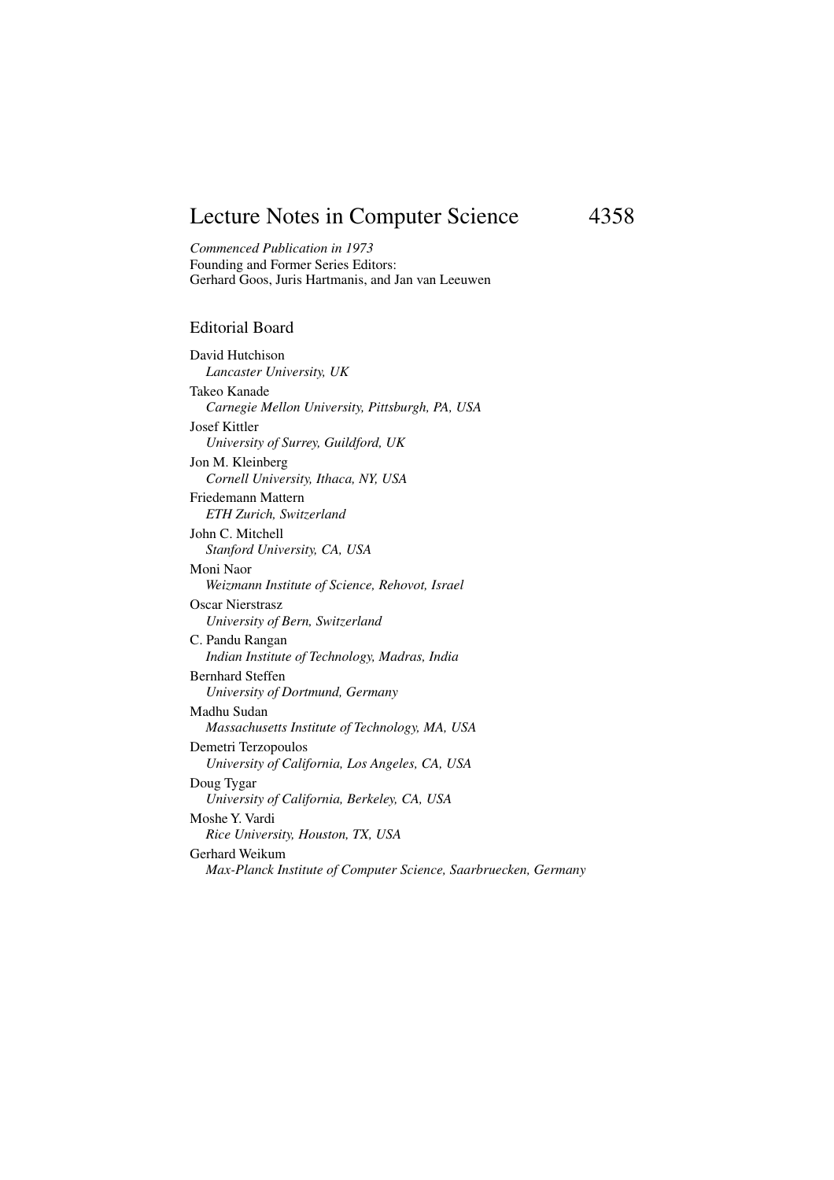# Lecture Notes in Computer Science 4358

*Commenced Publication in 1973*
Founding and Former Series Editors:
Gerhard Goos, Juris Hartmanis, and Jan van Leeuwen

## Editorial Board

David Hutchison
*Lancaster University, UK*

Takeo Kanade
*Carnegie Mellon University, Pittsburgh, PA, USA*

Josef Kittler
*University of Surrey, Guildford, UK*

Jon M. Kleinberg
*Cornell University, Ithaca, NY, USA*

Friedemann Mattern
*ETH Zurich, Switzerland*

John C. Mitchell
*Stanford University, CA, USA*

Moni Naor
*Weizmann Institute of Science, Rehovot, Israel*

Oscar Nierstrasz
*University of Bern, Switzerland*

C. Pandu Rangan
*Indian Institute of Technology, Madras, India*

Bernhard Steffen
*University of Dortmund, Germany*

Madhu Sudan
*Massachusetts Institute of Technology, MA, USA*

Demetri Terzopoulos
*University of California, Los Angeles, CA, USA*

Doug Tygar
*University of California, Berkeley, CA, USA*

Moshe Y. Vardi
*Rice University, Houston, TX, USA*

Gerhard Weikum
*Max-Planck Institute of Computer Science, Saarbruecken, Germany*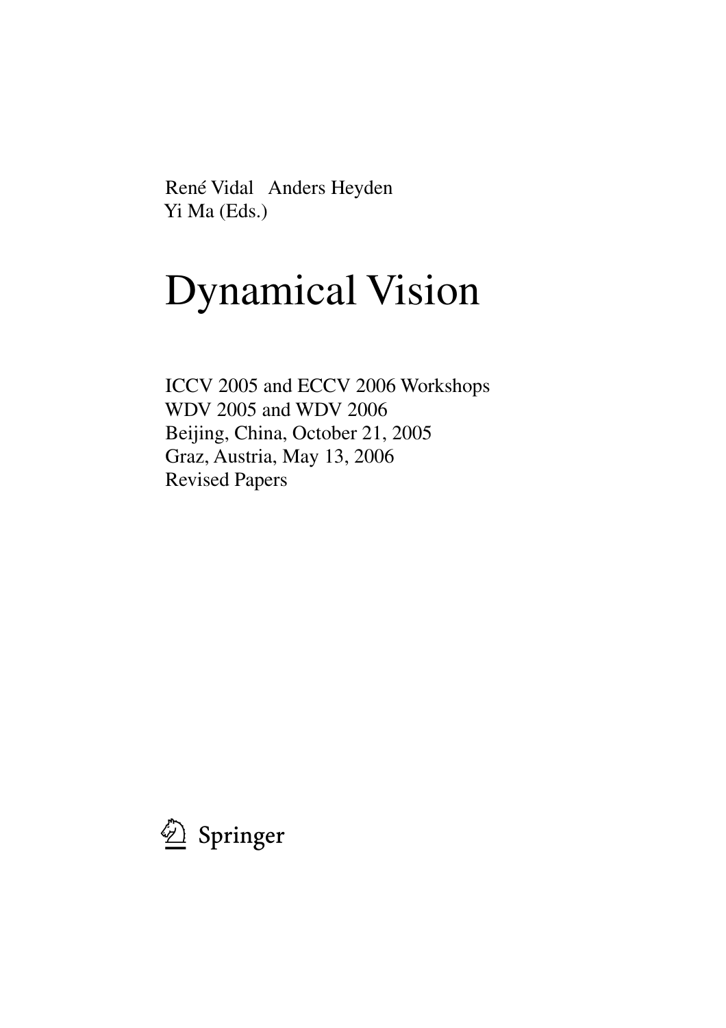René Vidal   Anders Heyden
Yi Ma (Eds.)

# Dynamical Vision

ICCV 2005 and ECCV 2006 Workshops
WDV 2005 and WDV 2006
Beijing, China, October 21, 2005
Graz, Austria, May 13, 2006
Revised Papers

Springer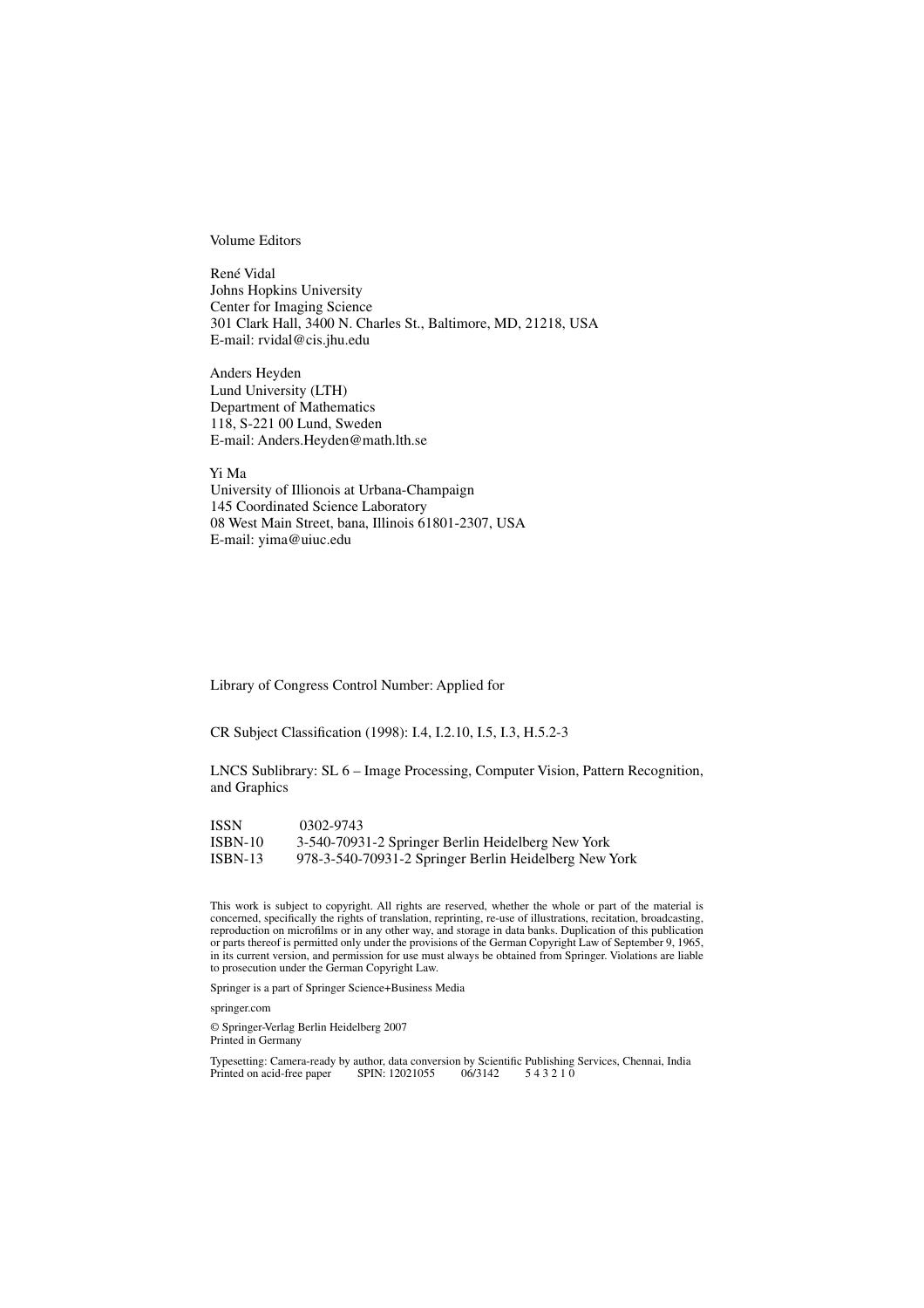Volume Editors

René Vidal
Johns Hopkins University
Center for Imaging Science
301 Clark Hall, 3400 N. Charles St., Baltimore, MD, 21218, USA
E-mail: rvidal@cis.jhu.edu

Anders Heyden
Lund University (LTH)
Department of Mathematics
118, S-221 00 Lund, Sweden
E-mail: Anders.Heyden@math.lth.se

Yi Ma
University of Illionois at Urbana-Champaign
145 Coordinated Science Laboratory
08 West Main Street, bana, Illinois 61801-2307, USA
E-mail: yima@uiuc.edu

Library of Congress Control Number: Applied for

CR Subject Classification (1998): I.4, I.2.10, I.5, I.3, H.5.2-3

LNCS Sublibrary: SL 6 – Image Processing, Computer Vision, Pattern Recognition, and Graphics

ISSN 0302-9743
ISBN-10 3-540-70931-2 Springer Berlin Heidelberg New York
ISBN-13 978-3-540-70931-2 Springer Berlin Heidelberg New York

This work is subject to copyright. All rights are reserved, whether the whole or part of the material is concerned, specifically the rights of translation, reprinting, re-use of illustrations, recitation, broadcasting, reproduction on microfilms or in any other way, and storage in data banks. Duplication of this publication or parts thereof is permitted only under the provisions of the German Copyright Law of September 9, 1965, in its current version, and permission for use must always be obtained from Springer. Violations are liable to prosecution under the German Copyright Law.

Springer is a part of Springer Science+Business Media

springer.com

© Springer-Verlag Berlin Heidelberg 2007
Printed in Germany

Typesetting: Camera-ready by author, data conversion by Scientific Publishing Services, Chennai, India
Printed on acid-free paper SPIN: 12021055 06/3142 5 4 3 2 1 0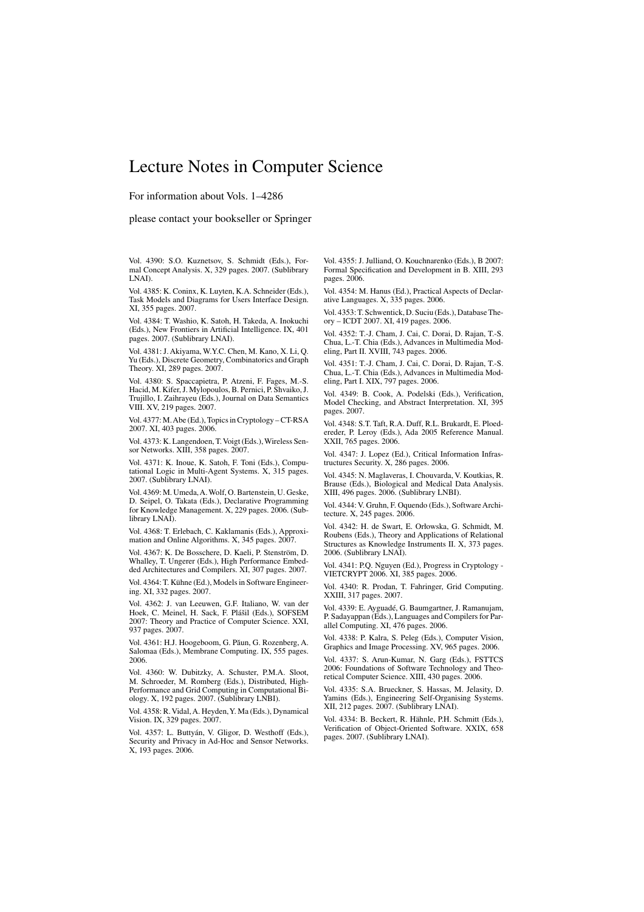# Lecture Notes in Computer Science

For information about Vols. 1–4286

please contact your bookseller or Springer

Vol. 4390: S.O. Kuznetsov, S. Schmidt (Eds.), Formal Concept Analysis. X, 329 pages. 2007. (Sublibrary LNAI).

Vol. 4385: K. Coninx, K. Luyten, K.A. Schneider (Eds.), Task Models and Diagrams for Users Interface Design. XI, 355 pages. 2007.

Vol. 4384: T. Washio, K. Satoh, H. Takeda, A. Inokuchi (Eds.), New Frontiers in Artificial Intelligence. IX, 401 pages. 2007. (Sublibrary LNAI).

Vol. 4381: J. Akiyama, W.Y.C. Chen, M. Kano, X. Li, Q. Yu (Eds.), Discrete Geometry, Combinatorics and Graph Theory. XI, 289 pages. 2007.

Vol. 4380: S. Spaccapietra, P. Atzeni, F. Fages, M.-S. Hacid, M. Kifer, J. Mylopoulos, B. Pernici, P. Shvaiko, J. Trujillo, I. Zaihrayeu (Eds.), Journal on Data Semantics VIII. XV, 219 pages. 2007.

Vol. 4377: M. Abe (Ed.), Topics in Cryptology – CT-RSA 2007. XI, 403 pages. 2006.

Vol. 4373: K. Langendoen, T. Voigt (Eds.), Wireless Sensor Networks. XIII, 358 pages. 2007.

Vol. 4371: K. Inoue, K. Satoh, F. Toni (Eds.), Computational Logic in Multi-Agent Systems. X, 315 pages. 2007. (Sublibrary LNAI).

Vol. 4369: M. Umeda, A. Wolf, O. Bartenstein, U. Geske, D. Seipel, O. Takata (Eds.), Declarative Programming for Knowledge Management. X, 229 pages. 2006. (Sublibrary LNAI).

Vol. 4368: T. Erlebach, C. Kaklamanis (Eds.), Approximation and Online Algorithms. X, 345 pages. 2007.

Vol. 4367: K. De Bosschere, D. Kaeli, P. Stenström, D. Whalley, T. Ungerer (Eds.), High Performance Embedded Architectures and Compilers. XI, 307 pages. 2007.

Vol. 4364: T. Kühne (Ed.), Models in Software Engineering. XI, 332 pages. 2007.

Vol. 4362: J. van Leeuwen, G.F. Italiano, W. van der Hoek, C. Meinel, H. Sack, F. Plášil (Eds.), SOFSEM 2007: Theory and Practice of Computer Science. XXI, 937 pages. 2007.

Vol. 4361: H.J. Hoogeboom, G. Păun, G. Rozenberg, A. Salomaa (Eds.), Membrane Computing. IX, 555 pages. 2006.

Vol. 4360: W. Dubitzky, A. Schuster, P.M.A. Sloot, M. Schroeder, M. Romberg (Eds.), Distributed, High-Performance and Grid Computing in Computational Biology. X, 192 pages. 2007. (Sublibrary LNBI).

Vol. 4358: R. Vidal, A. Heyden, Y. Ma (Eds.), Dynamical Vision. IX, 329 pages. 2007.

Vol. 4357: L. Buttyán, V. Gligor, D. Westhoff (Eds.), Security and Privacy in Ad-Hoc and Sensor Networks. X, 193 pages. 2006.

Vol. 4355: J. Julliand, O. Kouchnarenko (Eds.), B 2007: Formal Specification and Development in B. XIII, 293 pages. 2006.

Vol. 4354: M. Hanus (Ed.), Practical Aspects of Declarative Languages. X, 335 pages. 2006.

Vol. 4353: T. Schwentick, D. Suciu (Eds.), Database Theory – ICDT 2007. XI, 419 pages. 2006.

Vol. 4352: T.-J. Cham, J. Cai, C. Dorai, D. Rajan, T.-S. Chua, L.-T. Chia (Eds.), Advances in Multimedia Modeling, Part II. XVIII, 743 pages. 2006.

Vol. 4351: T.-J. Cham, J. Cai, C. Dorai, D. Rajan, T.-S. Chua, L.-T. Chia (Eds.), Advances in Multimedia Modeling, Part I. XIX, 797 pages. 2006.

Vol. 4349: B. Cook, A. Podelski (Eds.), Verification, Model Checking, and Abstract Interpretation. XI, 395 pages. 2007.

Vol. 4348: S.T. Taft, R.A. Duff, R.L. Brukardt, E. Ploedereder, P. Leroy (Eds.), Ada 2005 Reference Manual. XXII, 765 pages. 2006.

Vol. 4347: J. Lopez (Ed.), Critical Information Infrastructures Security. X, 286 pages. 2006.

Vol. 4345: N. Maglaveras, I. Chouvarda, V. Koutkias, R. Brause (Eds.), Biological and Medical Data Analysis. XIII, 496 pages. 2006. (Sublibrary LNBI).

Vol. 4344: V. Gruhn, F. Oquendo (Eds.), Software Architecture. X, 245 pages. 2006.

Vol. 4342: H. de Swart, E. Orłowska, G. Schmidt, M. Roubens (Eds.), Theory and Applications of Relational Structures as Knowledge Instruments II. X, 373 pages. 2006. (Sublibrary LNAI).

Vol. 4341: P.Q. Nguyen (Ed.), Progress in Cryptology - VIETCRYPT 2006. XI, 385 pages. 2006.

Vol. 4340: R. Prodan, T. Fahringer, Grid Computing. XXIII, 317 pages. 2007.

Vol. 4339: E. Ayguadé, G. Baumgartner, J. Ramanujam, P. Sadayappan (Eds.), Languages and Compilers for Parallel Computing. XI, 476 pages. 2006.

Vol. 4338: P. Kalra, S. Peleg (Eds.), Computer Vision, Graphics and Image Processing. XV, 965 pages. 2006.

Vol. 4337: S. Arun-Kumar, N. Garg (Eds.), FSTTCS 2006: Foundations of Software Technology and Theoretical Computer Science. XIII, 430 pages. 2006.

Vol. 4335: S.A. Brueckner, S. Hassas, M. Jelasity, D. Yamins (Eds.), Engineering Self-Organising Systems. XII, 212 pages. 2007. (Sublibrary LNAI).

Vol. 4334: B. Beckert, R. Hähnle, P.H. Schmitt (Eds.), Verification of Object-Oriented Software. XXIX, 658 pages. 2007. (Sublibrary LNAI).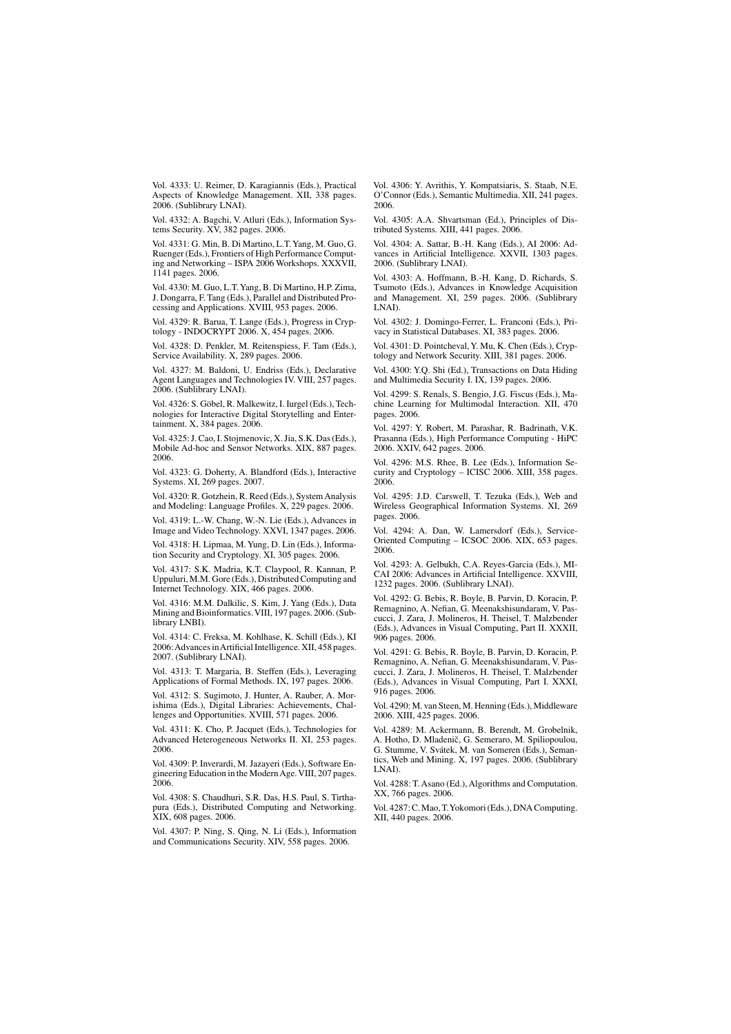Vol. 4333: U. Reimer, D. Karagiannis (Eds.), Practical Aspects of Knowledge Management. XII, 338 pages. 2006. (Sublibrary LNAI).

Vol. 4332: A. Bagchi, V. Atluri (Eds.), Information Systems Security. XV, 382 pages. 2006.

Vol. 4331: G. Min, B. Di Martino, L.T. Yang, M. Guo, G. Ruenger (Eds.), Frontiers of High Performance Computing and Networking – ISPA 2006 Workshops. XXXVII, 1141 pages. 2006.

Vol. 4330: M. Guo, L.T. Yang, B. Di Martino, H.P. Zima, J. Dongarra, F. Tang (Eds.), Parallel and Distributed Processing and Applications. XVIII, 953 pages. 2006.

Vol. 4329: R. Barua, T. Lange (Eds.), Progress in Cryptology - INDOCRYPT 2006. X, 454 pages. 2006.

Vol. 4328: D. Penkler, M. Reitenspiess, F. Tam (Eds.), Service Availability. X, 289 pages. 2006.

Vol. 4327: M. Baldoni, U. Endriss (Eds.), Declarative Agent Languages and Technologies IV. VIII, 257 pages. 2006. (Sublibrary LNAI).

Vol. 4326: S. Göbel, R. Malkewitz, I. Iurgel (Eds.), Technologies for Interactive Digital Storytelling and Entertainment. X, 384 pages. 2006.

Vol. 4325: J. Cao, I. Stojmenovic, X. Jia, S.K. Das (Eds.), Mobile Ad-hoc and Sensor Networks. XIX, 887 pages. 2006.

Vol. 4323: G. Doherty, A. Blandford (Eds.), Interactive Systems. XI, 269 pages. 2007.

Vol. 4320: R. Gotzhein, R. Reed (Eds.), System Analysis and Modeling: Language Profiles. X, 229 pages. 2006.

Vol. 4319: L.-W. Chang, W.-N. Lie (Eds.), Advances in Image and Video Technology. XXVI, 1347 pages. 2006.

Vol. 4318: H. Lipmaa, M. Yung, D. Lin (Eds.), Information Security and Cryptology. XI, 305 pages. 2006.

Vol. 4317: S.K. Madria, K.T. Claypool, R. Kannan, P. Uppuluri, M.M. Gore (Eds.), Distributed Computing and Internet Technology. XIX, 466 pages. 2006.

Vol. 4316: M.M. Dalkilic, S. Kim, J. Yang (Eds.), Data Mining and Bioinformatics. VIII, 197 pages. 2006. (Sublibrary LNBI).

Vol. 4314: C. Freksa, M. Kohlhase, K. Schill (Eds.), KI 2006: Advances in Artificial Intelligence. XII, 458 pages. 2007. (Sublibrary LNAI).

Vol. 4313: T. Margaria, B. Steffen (Eds.), Leveraging Applications of Formal Methods. IX, 197 pages. 2006.

Vol. 4312: S. Sugimoto, J. Hunter, A. Rauber, A. Morishima (Eds.), Digital Libraries: Achievements, Challenges and Opportunities. XVIII, 571 pages. 2006.

Vol. 4311: K. Cho, P. Jacquet (Eds.), Technologies for Advanced Heterogeneous Networks II. XI, 253 pages. 2006.

Vol. 4309: P. Inverardi, M. Jazayeri (Eds.), Software Engineering Education in the Modern Age. VIII, 207 pages. 2006.

Vol. 4308: S. Chaudhuri, S.R. Das, H.S. Paul, S. Tirthapura (Eds.), Distributed Computing and Networking. XIX, 608 pages. 2006.

Vol. 4307: P. Ning, S. Qing, N. Li (Eds.), Information and Communications Security. XIV, 558 pages. 2006.

Vol. 4306: Y. Avrithis, Y. Kompatsiaris, S. Staab, N.E. O'Connor (Eds.), Semantic Multimedia. XII, 241 pages. 2006.

Vol. 4305: A.A. Shvartsman (Ed.), Principles of Distributed Systems. XIII, 441 pages. 2006.

Vol. 4304: A. Sattar, B.-H. Kang (Eds.), AI 2006: Advances in Artificial Intelligence. XXVII, 1303 pages. 2006. (Sublibrary LNAI).

Vol. 4303: A. Hoffmann, B.-H. Kang, D. Richards, S. Tsumoto (Eds.), Advances in Knowledge Acquisition and Management. XI, 259 pages. 2006. (Sublibrary LNAI).

Vol. 4302: J. Domingo-Ferrer, L. Franconi (Eds.), Privacy in Statistical Databases. XI, 383 pages. 2006.

Vol. 4301: D. Pointcheval, Y. Mu, K. Chen (Eds.), Cryptology and Network Security. XIII, 381 pages. 2006.

Vol. 4300: Y.Q. Shi (Ed.), Transactions on Data Hiding and Multimedia Security I. IX, 139 pages. 2006.

Vol. 4299: S. Renals, S. Bengio, J.G. Fiscus (Eds.), Machine Learning for Multimodal Interaction. XII, 470 pages. 2006.

Vol. 4297: Y. Robert, M. Parashar, R. Badrinath, V.K. Prasanna (Eds.), High Performance Computing - HiPC 2006. XXIV, 642 pages. 2006.

Vol. 4296: M.S. Rhee, B. Lee (Eds.), Information Security and Cryptology – ICISC 2006. XIII, 358 pages. 2006.

Vol. 4295: J.D. Carswell, T. Tezuka (Eds.), Web and Wireless Geographical Information Systems. XI, 269 pages. 2006.

Vol. 4294: A. Dan, W. Lamersdorf (Eds.), Service-Oriented Computing – ICSOC 2006. XIX, 653 pages. 2006.

Vol. 4293: A. Gelbukh, C.A. Reyes-Garcia (Eds.), MICAI 2006: Advances in Artificial Intelligence. XXVIII, 1232 pages. 2006. (Sublibrary LNAI).

Vol. 4292: G. Bebis, R. Boyle, B. Parvin, D. Koracin, P. Remagnino, A. Nefian, G. Meenakshisundaram, V. Pascucci, J. Zara, J. Molineros, H. Theisel, T. Malzbender (Eds.), Advances in Visual Computing, Part II. XXXII, 906 pages. 2006.

Vol. 4291: G. Bebis, R. Boyle, B. Parvin, D. Koracin, P. Remagnino, A. Nefian, G. Meenakshisundaram, V. Pascucci, J. Zara, J. Molineros, H. Theisel, T. Malzbender (Eds.), Advances in Visual Computing, Part I. XXXI, 916 pages. 2006.

Vol. 4290: M. van Steen, M. Henning (Eds.), Middleware 2006. XIII, 425 pages. 2006.

Vol. 4289: M. Ackermann, B. Berendt, M. Grobelnik, A. Hotho, D. Mladenič, G. Semeraro, M. Spiliopoulou, G. Stumme, V. Svátek, M. van Someren (Eds.), Semantics, Web and Mining. X, 197 pages. 2006. (Sublibrary LNAI).

Vol. 4288: T. Asano (Ed.), Algorithms and Computation. XX, 766 pages. 2006.

Vol. 4287: C. Mao, T. Yokomori (Eds.), DNA Computing. XII, 440 pages. 2006.